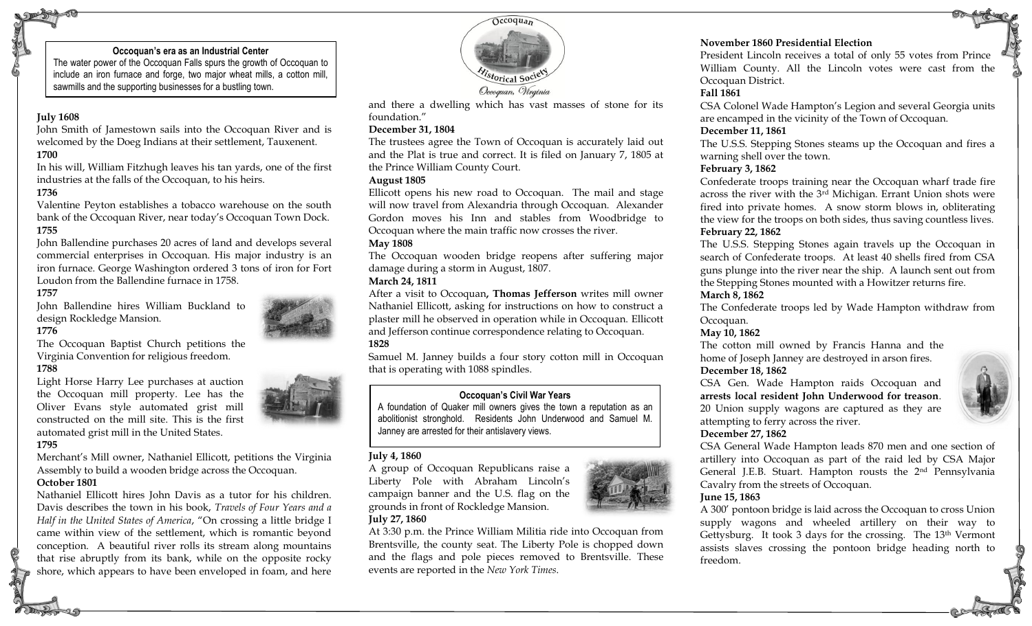**Occoquan's era as an Industrial Center**

The water power of the Occoquan Falls spurs the growth of Occoquan to include an iron furnace and forge, two major wheat mills, a cotton mill, sawmills and the supporting businesses for a bustling town.

**July 1608**

John Smith of Jamestown sails into the Occoquan River and is welcomed by the Doeg Indians at their settlement, Tauxenent.

**1700**

In his will, William Fitzhugh leaves his tan yards, one of the first industries at the falls of the Occoquan, to his heirs.

**1736**

Valentine Peyton establishes a tobacco warehouse on the south bank of the Occoquan River, near today's Occoquan Town Dock.

**1755**

John Ballendine purchases 20 acres of land and develops several commercial enterprises in Occoquan. His major industry is an iron furnace. George Washington ordered 3 tons of iron for Fort Loudon from the Ballendine furnace in 1758.

**1757**

John Ballendine hires William Buckland to design Rockledge Mansion.

**1776**

The Occoquan Baptist Church petitions the Virginia Convention for religious freedom.

**1788**

Light Horse Harry Lee purchases at auction the Occoquan mill property. Lee has the Oliver Evans style automated grist mill constructed on the mill site. This is the first automated grist mill in the United States.

**1795**

Merchant's Mill owner, Nathaniel Ellicott, petitions the Virginia Assembly to build a wooden bridge across the Occoquan.

**October 1801**

Nathaniel Ellicott hires John Davis as a tutor for his children. Davis describes the town in his book, *Travels of Four Years and a Half in the United States of America*, "On crossing a little bridge I came within view of the settlement, which is romantic beyond conception. A beautiful river rolls its stream along mountains that rise abruptly from its bank, while on the opposite rocky shore, which appears to have been enveloped in foam, and here and there a dwelling which has vast masses of stone for its foundation."

**December 31, 1804**

The trustees agree the Town of Occoquan is accurately laid out and the Plat is true and correct. It is filed on January 7, 1805 at the Prince William County Court.

**August 1805**

Ellicott opens his new road to Occoquan. The mail and stage will now travel from Alexandria through Occoquan. Alexander Gordon moves his Inn and stables from Woodbridge to Occoquan where the main traffic now crosses the river.

**May 1808**

The Occoquan wooden bridge reopens after suffering major damage during a storm in August, 1807.

**March 24, 1811**

After a visit to Occoquan**, Thomas Jefferson** writes mill owner Nathaniel Ellicott, asking for instructions on how to construct a plaster mill he observed in operation while in Occoquan. Ellicott and Jefferson continue correspondence relating to Occoquan.

**1828**

Samuel M. Janney builds a four story cotton mill in Occoquan that is operating with 1088 spindles.

**Occoquan's Civil War Years**

A foundation of Quaker mill owners gives the town a reputation as an abolitionist stronghold. Residents John Underwood and Samuel M. Janney are arrested for their antislavery views.

**July 4, 1860**

A group of Occoquan Republicans raise a Liberty Pole with Abraham Lincoln's campaign banner and the U.S. flag on the grounds in front of Rockledge Mansion.

**July 27, 1860**

At 3:30 p.m. the Prince William Militia ride into Occoquan from Brentsville, the county seat. The Liberty Pole is chopped down and the flags and pole pieces removed to Brentsville. These events are reported in the *New York Times*.

**November 1860 Presidential Election**

President Lincoln receives a total of only 55 votes from Prince William County. All the Lincoln votes were cast from the Occoquan District.

**Fall 1861**

CSA Colonel Wade Hampton's Legion and several Georgia units are encamped in the vicinity of the Town of Occoquan.

**December 11, 1861**

The U.S.S. Stepping Stones steams up the Occoquan and fires a warning shell over the town.

**February 3, 1862**

Confederate troops training near the Occoquan wharf trade fire across the river with the 3rd Michigan. Errant Union shots were fired into private homes. A snow storm blows in, obliterating the view for the troops on both sides, thus saving countless lives.

**February 22, 1862**

The U.S.S. Stepping Stones again travels up the Occoquan in search of Confederate troops. At least 40 shells fired from CSA guns plunge into the river near the ship. A launch sent out from the Stepping Stones mounted with a Howitzer returns fire.

**March 8, 1862**

The Confederate troops led by Wade Hampton withdraw from Occoquan.

**May 10, 1862**

The cotton mill owned by Francis Hanna and the home of Joseph Janney are destroyed in arson fires.

**December 18, 1862**

CSA Gen. Wade Hampton raids Occoquan and **arrests local resident John Underwood for treason**. 20 Union supply wagons are captured as they are attempting to ferry across the river.

**December 27, 1862**

CSA General Wade Hampton leads 870 men and one section of artillery into Occoquan as part of the raid led by CSA Major General J.E.B. Stuart. Hampton rousts the 2nd Pennsylvania Cavalry from the streets of Occoquan.

**June 15, 1863**

A 300′ pontoon bridge is laid across the Occoquan to cross Union supply wagons and wheeled artillery on their way to Gettysburg. It took 3 days for the crossing. The 13th Vermont assists slaves crossing the pontoon bridge heading north to freedom.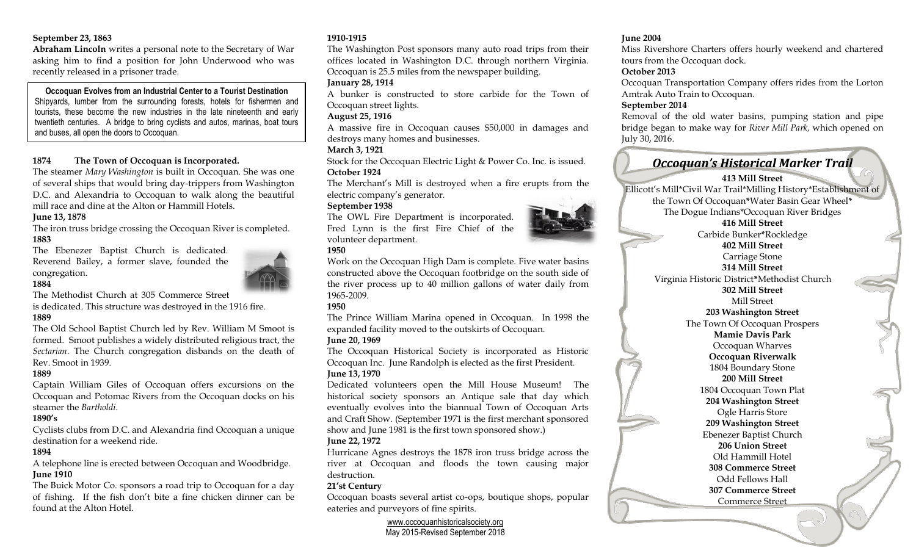**September 23, 1863**

**Abraham Lincoln** writes a personal note to the Secretary of War asking him to find a position for John Underwood who was recently released in a prisoner trade.

**Occoquan Evolves from an Industrial Center to a Tourist Destination**

Shipyards, lumber from the surrounding forests, hotels for fishermen and tourists, these become the new industries in the late nineteenth and early twentieth centuries. A bridge to bring cyclists and autos, marinas, boat tours and buses, all open the doors to Occoquan.

**1874 The Town of Occoquan is Incorporated.**

The steamer *Mary Washington* is built in Occoquan. She was one of several ships that would bring day-trippers from Washington D.C. and Alexandria to Occoquan to walk along the beautiful mill race and dine at the Alton or Hammill Hotels.

**June 13, 1878**

The iron truss bridge crossing the Occoquan River is completed.

**1883**

The Ebenezer Baptist Church is dedicated. Reverend Bailey, a former slave, founded the congregation.

**1884**

The Methodist Church at 305 Commerce Street is dedicated. This structure was destroyed in the 1916 fire.

**1889**

The Old School Baptist Church led by Rev. William M Smoot is formed. Smoot publishes a widely distributed religious tract, the *Sectarian*. The Church congregation disbands on the death of Rev. Smoot in 1939.

**1889**

Captain William Giles of Occoquan offers excursions on the Occoquan and Potomac Rivers from the Occoquan docks on his steamer the *Bartholdi*.

**1890's**

Cyclists clubs from D.C. and Alexandria find Occoquan a unique destination for a weekend ride.

**1894**

A telephone line is erected between Occoquan and Woodbridge.

**June 1910**

The Buick Motor Co. sponsors a road trip to Occoquan for a day of fishing. If the fish don't bite a fine chicken dinner can be found at the Alton Hotel.

**1910-1915**

The Washington Post sponsors many auto road trips from their offices located in Washington D.C. through northern Virginia. Occoquan is 25.5 miles from the newspaper building.

**January 28, 1914**

A bunker is constructed to store carbide for the Town of Occoquan street lights.

**August 25, 1916**

A massive fire in Occoquan causes $50,000 in damages and destroys many homes and businesses.

**March 3, 1921**

Stock for the Occoquan Electric Light & Power Co. Inc. is issued.

**October 1924**

The Merchant's Mill is destroyed when a fire erupts from the electric company's generator.

**September 1938**

The OWL Fire Department is incorporated. Fred Lynn is the first Fire Chief of the volunteer department.

**1950**

Work on the Occoquan High Dam is complete. Five water basins constructed above the Occoquan footbridge on the south side of the river process up to 40 million gallons of water daily from 1965-2009.

**1950**

The Prince William Marina opened in Occoquan. In 1998 the expanded facility moved to the outskirts of Occoquan.

**June 20, 1969**

The Occoquan Historical Society is incorporated as Historic Occoquan Inc. June Randolph is elected as the first President.

**June 13, 1970**

Dedicated volunteers open the Mill House Museum! The historical society sponsors an Antique sale that day which eventually evolves into the biannual Town of Occoquan Arts and Craft Show. (September 1971 is the first merchant sponsored show and June 1981 is the first town sponsored show.)

**June 22, 1972**

Hurricane Agnes destroys the 1878 iron truss bridge across the river at Occoquan and floods the town causing major destruction.

**21'st Century**

Occoquan boasts several artist co-ops, boutique shops, popular eateries and purveyors of fine spirits.

www.occoquanhistoricalsociety.org
May 2015-Revised September 2018

**June 2004**

Miss Rivershore Charters offers hourly weekend and chartered tours from the Occoquan dock.

**October 2013**

Occoquan Transportation Company offers rides from the Lorton Amtrak Auto Train to Occoquan.

**September 2014**

Removal of the old water basins, pumping station and pipe bridge began to make way for *River Mill Park,* which opened on July 30, 2016.

## *Occoquan's Historical Marker Trail*

**413 Mill Street**
Ellicott's Mill*Civil War Trail*Milling History*Establishment of the Town Of Occoquan*Water Basin Gear Wheel* The Dogue Indians*Occoquan River Bridges

**416 Mill Street**
Carbide Bunker*Rockledge

**402 Mill Street**
Carriage Stone

**314 Mill Street**
Virginia Historic District*Methodist Church

**302 Mill Street**
Mill Street

**203 Washington Street**
The Town Of Occoquan Prospers

**Mamie Davis Park**
Occoquan Wharves

**Occoquan Riverwalk**
1804 Boundary Stone

**200 Mill Street**
1804 Occoquan Town Plat

**204 Washington Street**
Ogle Harris Store

**209 Washington Street**
Ebenezer Baptist Church

**206 Union Street**
Old Hammill Hotel

**308 Commerce Street**
Odd Fellows Hall

**307 Commerce Street**
Commerce Street